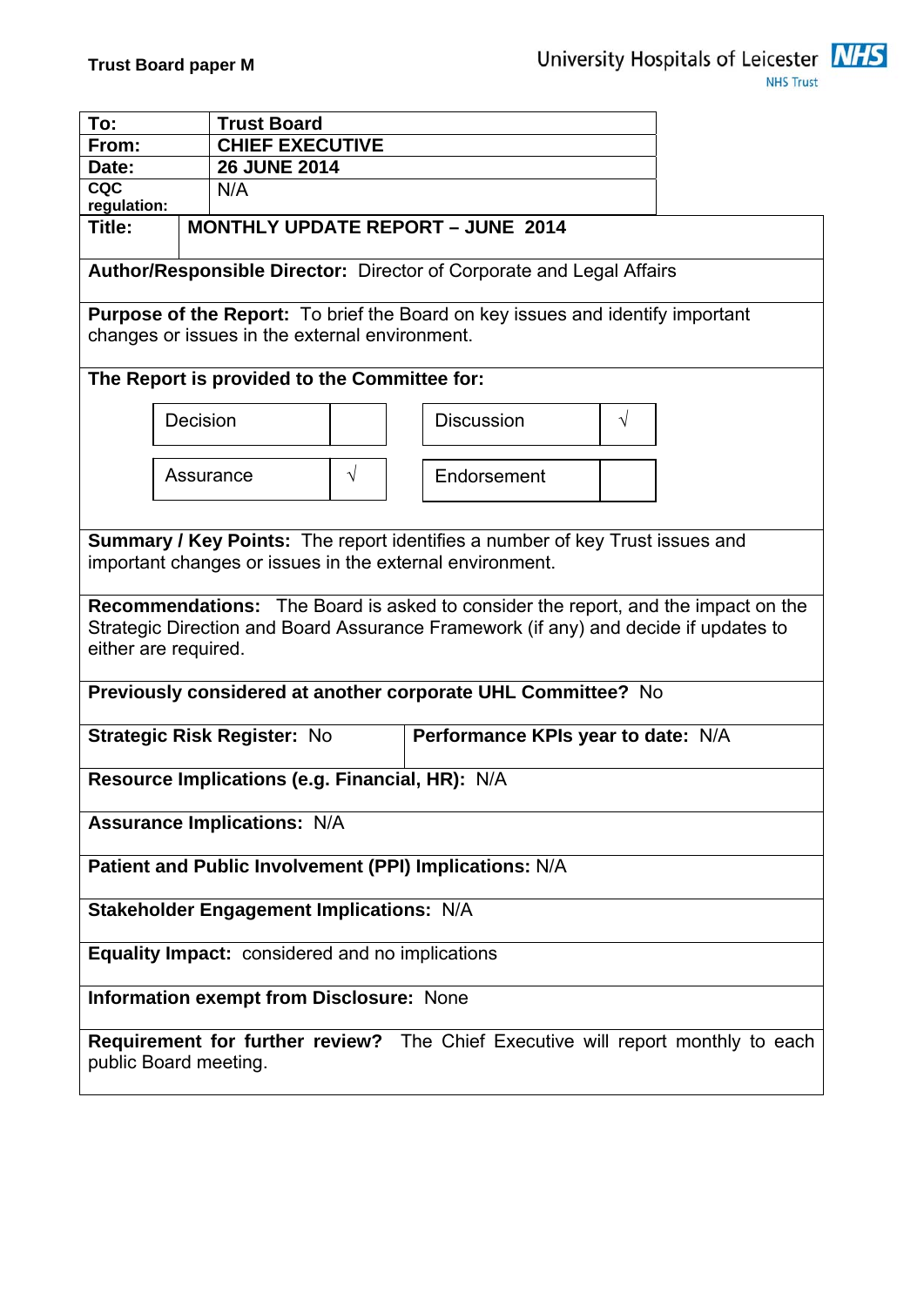**Trust Board paper M**

University Hospitals of Leicester NHS Trust

| To: | Trust Board |
|---|---|
| From: | CHIEF EXECUTIVE |
| Date: | 26 JUNE 2014 |
| CQC regulation: | N/A |

| Title: | MONTHLY UPDATE REPORT – JUNE 2014 |
|---|---|

**Author/Responsible Director:** Director of Corporate and Legal Affairs

**Purpose of the Report:** To brief the Board on key issues and identify important changes or issues in the external environment.

**The Report is provided to the Committee for:**

| | | | |
|---|---|---|---|
| Decision | | Discussion | √ |
| Assurance | √ | Endorsement | |

**Summary / Key Points:** The report identifies a number of key Trust issues and important changes or issues in the external environment.

**Recommendations:** The Board is asked to consider the report, and the impact on the Strategic Direction and Board Assurance Framework (if any) and decide if updates to either are required.

**Previously considered at another corporate UHL Committee?** No

| **Strategic Risk Register:** No | **Performance KPIs year to date:** N/A |
|---|---|

**Resource Implications (e.g. Financial, HR):** N/A

**Assurance Implications:** N/A

**Patient and Public Involvement (PPI) Implications:** N/A

**Stakeholder Engagement Implications:** N/A

**Equality Impact:** considered and no implications

**Information exempt from Disclosure:** None

**Requirement for further review?** The Chief Executive will report monthly to each public Board meeting.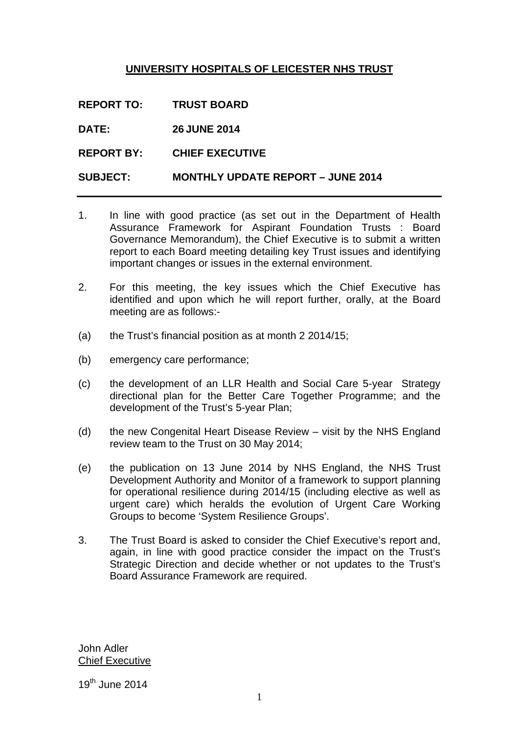# UNIVERSITY HOSPITALS OF LEICESTER NHS TRUST

**REPORT TO:** TRUST BOARD

**DATE:** 26 JUNE 2014

**REPORT BY:** CHIEF EXECUTIVE

**SUBJECT:** MONTHLY UPDATE REPORT – JUNE 2014

---

1. In line with good practice (as set out in the Department of Health Assurance Framework for Aspirant Foundation Trusts : Board Governance Memorandum), the Chief Executive is to submit a written report to each Board meeting detailing key Trust issues and identifying important changes or issues in the external environment.

2. For this meeting, the key issues which the Chief Executive has identified and upon which he will report further, orally, at the Board meeting are as follows:-

(a) the Trust's financial position as at month 2 2014/15;

(b) emergency care performance;

(c) the development of an LLR Health and Social Care 5-year Strategy directional plan for the Better Care Together Programme; and the development of the Trust's 5-year Plan;

(d) the new Congenital Heart Disease Review – visit by the NHS England review team to the Trust on 30 May 2014;

(e) the publication on 13 June 2014 by NHS England, the NHS Trust Development Authority and Monitor of a framework to support planning for operational resilience during 2014/15 (including elective as well as urgent care) which heralds the evolution of Urgent Care Working Groups to become 'System Resilience Groups'.

3. The Trust Board is asked to consider the Chief Executive's report and, again, in line with good practice consider the impact on the Trust's Strategic Direction and decide whether or not updates to the Trust's Board Assurance Framework are required.

John Adler
Chief Executive

19th June 2014